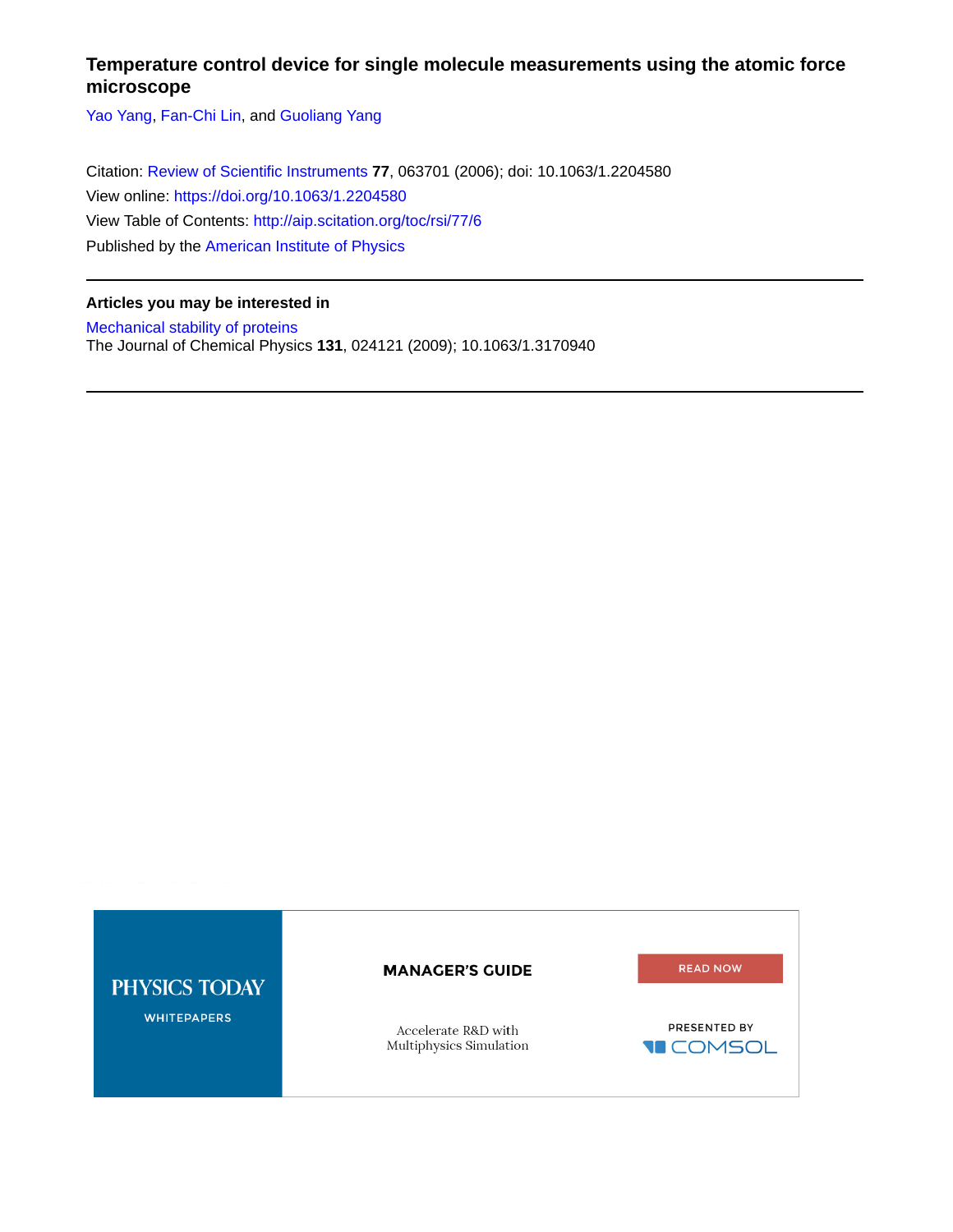# Temperature control device for single molecule measurements using the atomic force microscope

Yao Yang, Fan-Chi Lin, and Guoliang Yang

Citation: Review of Scientific Instruments **77**, 063701 (2006); doi: 10.1063/1.2204580
View online: https://doi.org/10.1063/1.2204580
View Table of Contents: http://aip.scitation.org/toc/rsi/77/6
Published by the American Institute of Physics

---

**Articles you may be interested in**

Mechanical stability of proteins
The Journal of Chemical Physics **131**, 024121 (2009); 10.1063/1.3170940

---

PHYSICS TODAY
WHITEPAPERS

MANAGER'S GUIDE

Accelerate R&D with Multiphysics Simulation

READ NOW

PRESENTED BY COMSOL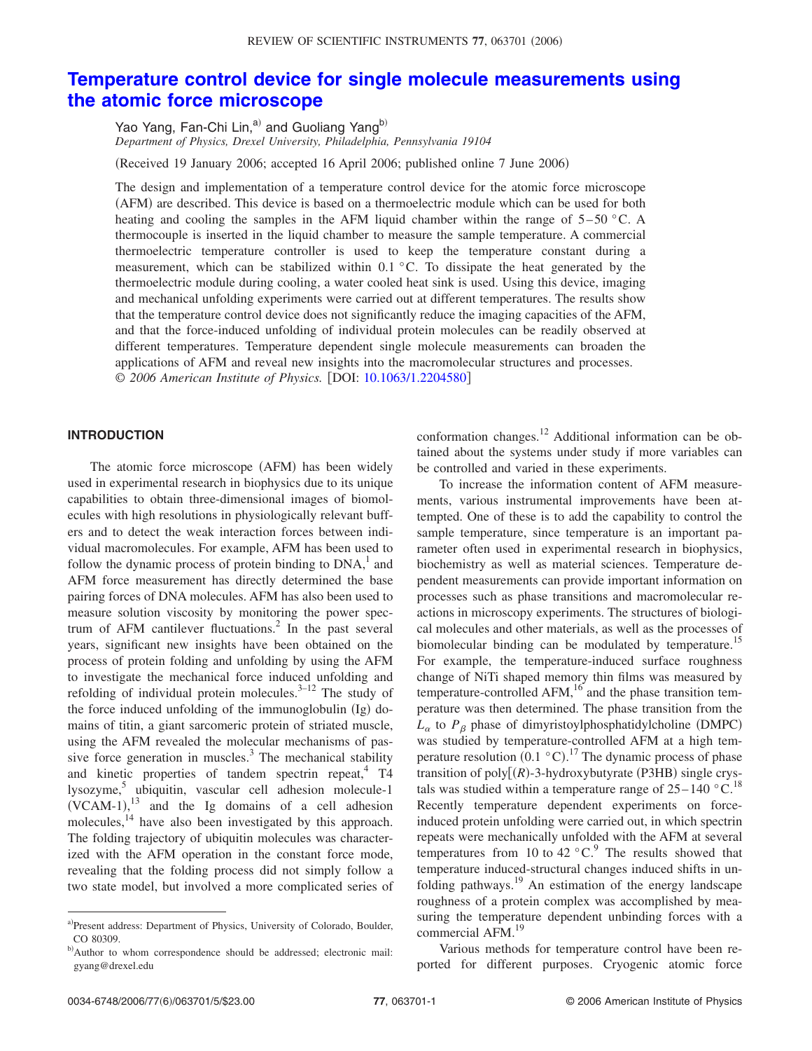# Temperature control device for single molecule measurements using the atomic force microscope

Yao Yang, Fan-Chi Lin,[a] and Guoliang Yang[b]

*Department of Physics, Drexel University, Philadelphia, Pennsylvania 19104*

(Received 19 January 2006; accepted 16 April 2006; published online 7 June 2006)

The design and implementation of a temperature control device for the atomic force microscope (AFM) are described. This device is based on a thermoelectric module which can be used for both heating and cooling the samples in the AFM liquid chamber within the range of 5–50 °C. A thermocouple is inserted in the liquid chamber to measure the sample temperature. A commercial thermoelectric temperature controller is used to keep the temperature constant during a measurement, which can be stabilized within 0.1 °C. To dissipate the heat generated by the thermoelectric module during cooling, a water cooled heat sink is used. Using this device, imaging and mechanical unfolding experiments were carried out at different temperatures. The results show that the temperature control device does not significantly reduce the imaging capacities of the AFM, and that the force-induced unfolding of individual protein molecules can be readily observed at different temperatures. Temperature dependent single molecule measurements can broaden the applications of AFM and reveal new insights into the macromolecular structures and processes. © *2006 American Institute of Physics.* [DOI: 10.1063/1.2204580]

## INTRODUCTION

The atomic force microscope (AFM) has been widely used in experimental research in biophysics due to its unique capabilities to obtain three-dimensional images of biomolecules with high resolutions in physiologically relevant buffers and to detect the weak interaction forces between individual macromolecules. For example, AFM has been used to follow the dynamic process of protein binding to DNA,[1] and AFM force measurement has directly determined the base pairing forces of DNA molecules. AFM has also been used to measure solution viscosity by monitoring the power spectrum of AFM cantilever fluctuations.[2] In the past several years, significant new insights have been obtained on the process of protein folding and unfolding by using the AFM to investigate the mechanical force induced unfolding and refolding of individual protein molecules.[3–12] The study of the force induced unfolding of the immunoglobulin (Ig) domains of titin, a giant sarcomeric protein of striated muscle, using the AFM revealed the molecular mechanisms of passive force generation in muscles.[3] The mechanical stability and kinetic properties of tandem spectrin repeat,[4] T4 lysozyme,[5] ubiquitin, vascular cell adhesion molecule-1 (VCAM-1),[13] and the Ig domains of a cell adhesion molecules,[14] have also been investigated by this approach. The folding trajectory of ubiquitin molecules was characterized with the AFM operation in the constant force mode, revealing that the folding process did not simply follow a two state model, but involved a more complicated series of conformation changes.[12] Additional information can be obtained about the systems under study if more variables can be controlled and varied in these experiments.

To increase the information content of AFM measurements, various instrumental improvements have been attempted. One of these is to add the capability to control the sample temperature, since temperature is an important parameter often used in experimental research in biophysics, biochemistry as well as material sciences. Temperature dependent measurements can provide important information on processes such as phase transitions and macromolecular reactions in microscopy experiments. The structures of biological molecules and other materials, as well as the processes of biomolecular binding can be modulated by temperature.[15] For example, the temperature-induced surface roughness change of NiTi shaped memory thin films was measured by temperature-controlled AFM,[16] and the phase transition temperature was then determined. The phase transition from the $L_\alpha$ to $P_\beta$ phase of dimyristoylphosphatidylcholine (DMPC) was studied by temperature-controlled AFM at a high temperature resolution (0.1 °C).[17] The dynamic process of phase transition of poly[(*R*)-3-hydroxybutyrate (P3HB) single crystals was studied within a temperature range of 25–140 °C.[18] Recently temperature dependent experiments on force-induced protein unfolding were carried out, in which spectrin repeats were mechanically unfolded with the AFM at several temperatures from 10 to 42 °C.[9] The results showed that temperature induced-structural changes induced shifts in unfolding pathways.[19] An estimation of the energy landscape roughness of a protein complex was accomplished by measuring the temperature dependent unbinding forces with a commercial AFM.[19]

Various methods for temperature control have been reported for different purposes. Cryogenic atomic force

---

[a] Present address: Department of Physics, University of Colorado, Boulder, CO 80309.

[b] Author to whom correspondence should be addressed; electronic mail: gyang@drexel.edu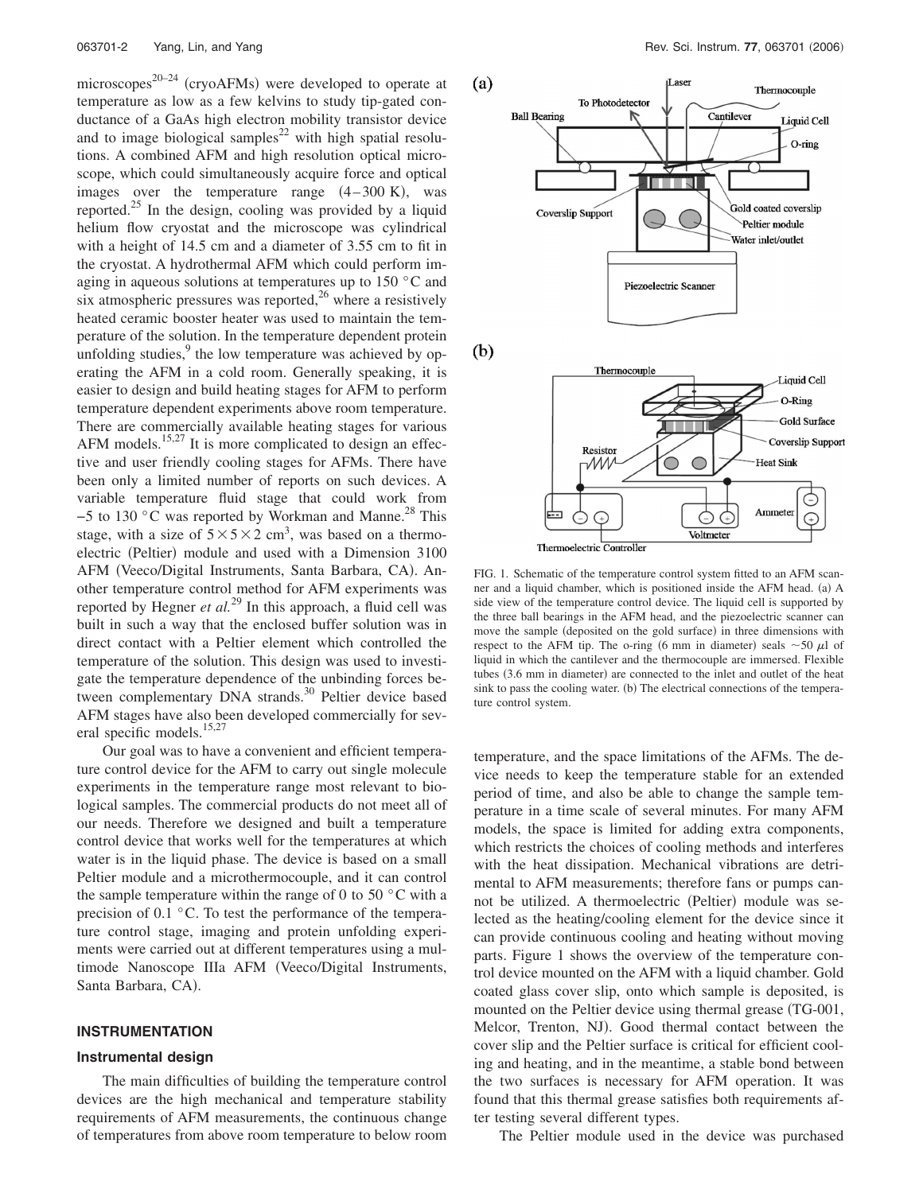microscopes[20–24] (cryoAFMs) were developed to operate at temperature as low as a few kelvins to study tip-gated conductance of a GaAs high electron mobility transistor device and to image biological samples[22] with high spatial resolutions. A combined AFM and high resolution optical microscope, which could simultaneously acquire force and optical images over the temperature range (4–300 K), was reported.[25] In the design, cooling was provided by a liquid helium flow cryostat and the microscope was cylindrical with a height of 14.5 cm and a diameter of 3.55 cm to fit in the cryostat. A hydrothermal AFM which could perform imaging in aqueous solutions at temperatures up to 150 °C and six atmospheric pressures was reported,[26] where a resistively heated ceramic booster heater was used to maintain the temperature of the solution. In the temperature dependent protein unfolding studies,[9] the low temperature was achieved by operating the AFM in a cold room. Generally speaking, it is easier to design and build heating stages for AFM to perform temperature dependent experiments above room temperature. There are commercially available heating stages for various AFM models.[15,27] It is more complicated to design an effective and user friendly cooling stages for AFMs. There have been only a limited number of reports on such devices. A variable temperature fluid stage that could work from −5 to 130 °C was reported by Workman and Manne.[28] This stage, with a size of $5 \times 5 \times 2$ cm$^3$, was based on a thermoelectric (Peltier) module and used with a Dimension 3100 AFM (Veeco/Digital Instruments, Santa Barbara, CA). Another temperature control method for AFM experiments was reported by Hegner *et al.*[29] In this approach, a fluid cell was built in such a way that the enclosed buffer solution was in direct contact with a Peltier element which controlled the temperature of the solution. This design was used to investigate the temperature dependence of the unbinding forces between complementary DNA strands.[30] Peltier device based AFM stages have also been developed commercially for several specific models.[15,27]

Our goal was to have a convenient and efficient temperature control device for the AFM to carry out single molecule experiments in the temperature range most relevant to biological samples. The commercial products do not meet all of our needs. Therefore we designed and built a temperature control device that works well for the temperatures at which water is in the liquid phase. The device is based on a small Peltier module and a microthermocouple, and it can control the sample temperature within the range of 0 to 50 °C with a precision of 0.1 °C. To test the performance of the temperature control stage, imaging and protein unfolding experiments were carried out at different temperatures using a multimode Nanoscope IIIa AFM (Veeco/Digital Instruments, Santa Barbara, CA).

## INSTRUMENTATION

### Instrumental design

The main difficulties of building the temperature control devices are the high mechanical and temperature stability requirements of AFM measurements, the continuous change of temperatures from above room temperature to below room temperature, and the space limitations of the AFMs. The device needs to keep the temperature stable for an extended period of time, and also be able to change the sample temperature in a time scale of several minutes. For many AFM models, the space is limited for adding extra components, which restricts the choices of cooling methods and interferes with the heat dissipation. Mechanical vibrations are detrimental to AFM measurements; therefore fans or pumps cannot be utilized. A thermoelectric (Peltier) module was selected as the heating/cooling element for the device since it can provide continuous cooling and heating without moving parts. Figure 1 shows the overview of the temperature control device mounted on the AFM with a liquid chamber. Gold coated glass cover slip, onto which sample is deposited, is mounted on the Peltier device using thermal grease (TG-001, Melcor, Trenton, NJ). Good thermal contact between the cover slip and the Peltier surface is critical for efficient cooling and heating, and in the meantime, a stable bond between the two surfaces is necessary for AFM operation. It was found that this thermal grease satisfies both requirements after testing several different types.

FIG. 1. Schematic of the temperature control system fitted to an AFM scanner and a liquid chamber, which is positioned inside the AFM head. (a) A side view of the temperature control device. The liquid cell is supported by the three ball bearings in the AFM head, and the piezoelectric scanner can move the sample (deposited on the gold surface) in three dimensions with respect to the AFM tip. The o-ring (6 mm in diameter) seals ~50 μl of liquid in which the cantilever and the thermocouple are immersed. Flexible tubes (3.6 mm in diameter) are connected to the inlet and outlet of the heat sink to pass the cooling water. (b) The electrical connections of the temperature control system.

The Peltier module used in the device was purchased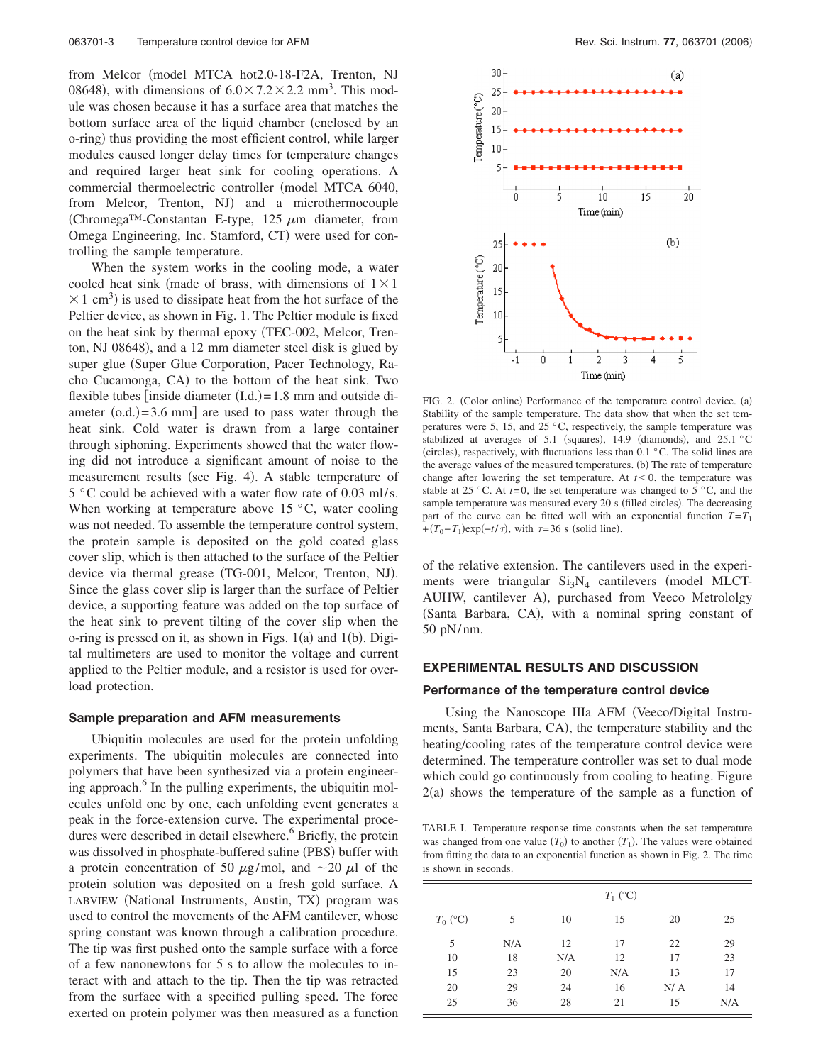from Melcor (model MTCA hot2.0-18-F2A, Trenton, NJ 08648), with dimensions of $6.0 \times 7.2 \times 2.2$ mm$^3$. This module was chosen because it has a surface area that matches the bottom surface area of the liquid chamber (enclosed by an o-ring) thus providing the most efficient control, while larger modules caused longer delay times for temperature changes and required larger heat sink for cooling operations. A commercial thermoelectric controller (model MTCA 6040, from Melcor, Trenton, NJ) and a microthermocouple (Chromega™-Constantan E-type, 125 $\mu$m diameter, from Omega Engineering, Inc. Stamford, CT) were used for controlling the sample temperature.

When the system works in the cooling mode, a water cooled heat sink (made of brass, with dimensions of $1 \times 1 \times 1$ cm$^3$) is used to dissipate heat from the hot surface of the Peltier device, as shown in Fig. 1. The Peltier module is fixed on the heat sink by thermal epoxy (TEC-002, Melcor, Trenton, NJ 08648), and a 12 mm diameter steel disk is glued by super glue (Super Glue Corporation, Pacer Technology, Racho Cucamonga, CA) to the bottom of the heat sink. Two flexible tubes [inside diameter (I.d.) = 1.8 mm and outside diameter (o.d.) = 3.6 mm] are used to pass water through the heat sink. Cold water is drawn from a large container through siphoning. Experiments showed that the water flowing did not introduce a significant amount of noise to the measurement results (see Fig. 4). A stable temperature of 5 °C could be achieved with a water flow rate of 0.03 ml/s. When working at temperature above 15 °C, water cooling was not needed. To assemble the temperature control system, the protein sample is deposited on the gold coated glass cover slip, which is then attached to the surface of the Peltier device via thermal grease (TG-001, Melcor, Trenton, NJ). Since the glass cover slip is larger than the surface of Peltier device, a supporting feature was added on the top surface of the heat sink to prevent tilting of the cover slip when the o-ring is pressed on it, as shown in Figs. 1(a) and 1(b). Digital multimeters are used to monitor the voltage and current applied to the Peltier module, and a resistor is used for overload protection.

### Sample preparation and AFM measurements

Ubiquitin molecules are used for the protein unfolding experiments. The ubiquitin molecules are connected into polymers that have been synthesized via a protein engineering approach.[6] In the pulling experiments, the ubiquitin molecules unfold one by one, each unfolding event generates a peak in the force-extension curve. The experimental procedures were described in detail elsewhere.[6] Briefly, the protein was dissolved in phosphate-buffered saline (PBS) buffer with a protein concentration of 50 $\mu$g/mol, and ~20 $\mu$l of the protein solution was deposited on a fresh gold surface. A LABVIEW (National Instruments, Austin, TX) program was used to control the movements of the AFM cantilever, whose spring constant was known through a calibration procedure. The tip was first pushed onto the sample surface with a force of a few nanonewtons for 5 s to allow the molecules to interact with and attach to the tip. Then the tip was retracted from the surface with a specified pulling speed. The force exerted on protein polymer was then measured as a function of the relative extension. The cantilevers used in the experiments were triangular $Si_3N_4$ cantilevers (model MLCT-AUHW, cantilever A), purchased from Veeco Metrololgy (Santa Barbara, CA), with a nominal spring constant of 50 pN/nm.

FIG. 2. (Color online) Performance of the temperature control device. (a) Stability of the sample temperature. The data show that when the set temperatures were 5, 15, and 25 °C, respectively, the sample temperature was stabilized at averages of 5.1 (squares), 14.9 (diamonds), and 25.1 °C (circles), respectively, with fluctuations less than 0.1 °C. The solid lines are the average values of the measured temperatures. (b) The rate of temperature change after lowering the set temperature. At $t<0$, the temperature was stable at 25 °C. At $t=0$, the set temperature was changed to 5 °C, and the sample temperature was measured every 20 s (filled circles). The decreasing part of the curve can be fitted well with an exponential function $T=T_1+(T_0-T_1)\exp(-t/\tau)$, with $\tau=36$ s (solid line).

## EXPERIMENTAL RESULTS AND DISCUSSION

### Performance of the temperature control device

Using the Nanoscope IIIa AFM (Veeco/Digital Instruments, Santa Barbara, CA), the temperature stability and the heating/cooling rates of the temperature control device were determined. The temperature controller was set to dual mode which could go continuously from cooling to heating. Figure 2(a) shows the temperature of the sample as a function of

TABLE I. Temperature response time constants when the set temperature was changed from one value ($T_0$) to another ($T_1$). The values were obtained from fitting the data to an exponential function as shown in Fig. 2. The time is shown in seconds.

| | $T_1$ (°C) | | | | |
|---|---|---|---|---|---|
| $T_0$ (°C) | 5 | 10 | 15 | 20 | 25 |
| 5 | N/A | 12 | 17 | 22 | 29 |
| 10 | 18 | N/A | 12 | 17 | 23 |
| 15 | 23 | 20 | N/A | 13 | 17 |
| 20 | 29 | 24 | 16 | N/ A | 14 |
| 25 | 36 | 28 | 21 | 15 | N/A |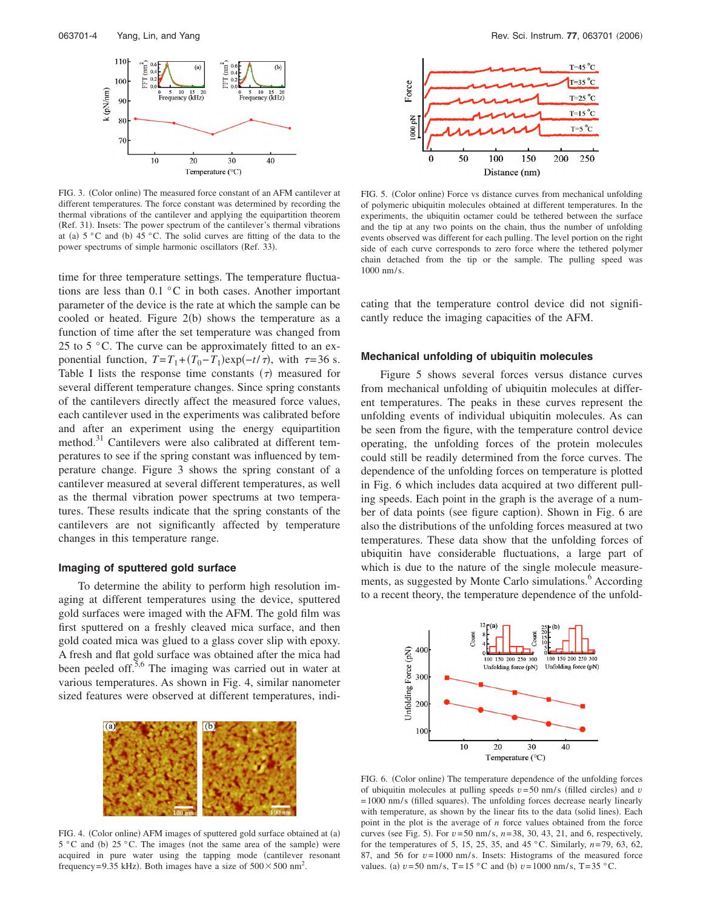FIG. 3. (Color online) The measured force constant of an AFM cantilever at different temperatures. The force constant was determined by recording the thermal vibrations of the cantilever and applying the equipartition theorem (Ref. 31). Insets: The power spectrum of the cantilever's thermal vibrations at (a) 5 °C and (b) 45 °C. The solid curves are fitting of the data to the power spectrums of simple harmonic oscillators (Ref. 33).

time for three temperature settings. The temperature fluctuations are less than 0.1 °C in both cases. Another important parameter of the device is the rate at which the sample can be cooled or heated. Figure 2(b) shows the temperature as a function of time after the set temperature was changed from 25 to 5 °C. The curve can be approximately fitted to an exponential function, $T=T_1+(T_0-T_1)\exp(-t/\tau)$, with $\tau=36$ s. Table I lists the response time constants ($\tau$) measured for several different temperature changes. Since spring constants of the cantilevers directly affect the measured force values, each cantilever used in the experiments was calibrated before and after an experiment using the energy equipartition method.[31] Cantilevers were also calibrated at different temperatures to see if the spring constant was influenced by temperature change. Figure 3 shows the spring constant of a cantilever measured at several different temperatures, as well as the thermal vibration power spectrums at two temperatures. These results indicate that the spring constants of the cantilevers are not significantly affected by temperature changes in this temperature range.

### Imaging of sputtered gold surface

To determine the ability to perform high resolution imaging at different temperatures using the device, sputtered gold surfaces were imaged with the AFM. The gold film was first sputtered on a freshly cleaved mica surface, and then gold coated mica was glued to a glass cover slip with epoxy. A fresh and flat gold surface was obtained after the mica had been peeled off.[5,6] The imaging was carried out in water at various temperatures. As shown in Fig. 4, similar nanometer sized features were observed at different temperatures, indicating that the temperature control device did not significantly reduce the imaging capacities of the AFM.

FIG. 4. (Color online) AFM images of sputtered gold surface obtained at (a) 5 °C and (b) 25 °C. The images (not the same area of the sample) were acquired in pure water using the tapping mode (cantilever resonant frequency=9.35 kHz). Both images have a size of 500×500 nm$^2$.

FIG. 5. (Color online) Force vs distance curves from mechanical unfolding of polymeric ubiquitin molecules obtained at different temperatures. In the experiments, the ubiquitin octamer could be tethered between the surface and the tip at any two points on the chain, thus the number of unfolding events observed was different for each pulling. The level portion on the right side of each curve corresponds to zero force where the tethered polymer chain detached from the tip or the sample. The pulling speed was 1000 nm/s.

### Mechanical unfolding of ubiquitin molecules

Figure 5 shows several forces versus distance curves from mechanical unfolding of ubiquitin molecules at different temperatures. The peaks in these curves represent the unfolding events of individual ubiquitin molecules. As can be seen from the figure, with the temperature control device operating, the unfolding forces of the protein molecules could still be readily determined from the force curves. The dependence of the unfolding forces on temperature is plotted in Fig. 6 which includes data acquired at two different pulling speeds. Each point in the graph is the average of a number of data points (see figure caption). Shown in Fig. 6 are also the distributions of the unfolding forces measured at two temperatures. These data show that the unfolding forces of ubiquitin have considerable fluctuations, a large part of which is due to the nature of the single molecule measurements, as suggested by Monte Carlo simulations.[6] According to a recent theory, the temperature dependence of the unfold-

FIG. 6. (Color online) The temperature dependence of the unfolding forces of ubiquitin molecules at pulling speeds $v=50$ nm/s (filled circles) and $v=1000$ nm/s (filled squares). The unfolding forces decrease nearly linearly with temperature, as shown by the linear fits to the data (solid lines). Each point in the plot is the average of $n$ force values obtained from the force curves (see Fig. 5). For $v=50$ nm/s, $n=38$, 30, 43, 21, and 6, respectively, for the temperatures of 5, 15, 25, 35, and 45 °C. Similarly, $n=79$, 63, 62, 87, and 56 for $v=1000$ nm/s. Insets: Histograms of the measured force values. (a) $v=50$ nm/s, T=15 °C and (b) $v=1000$ nm/s, T=35 °C.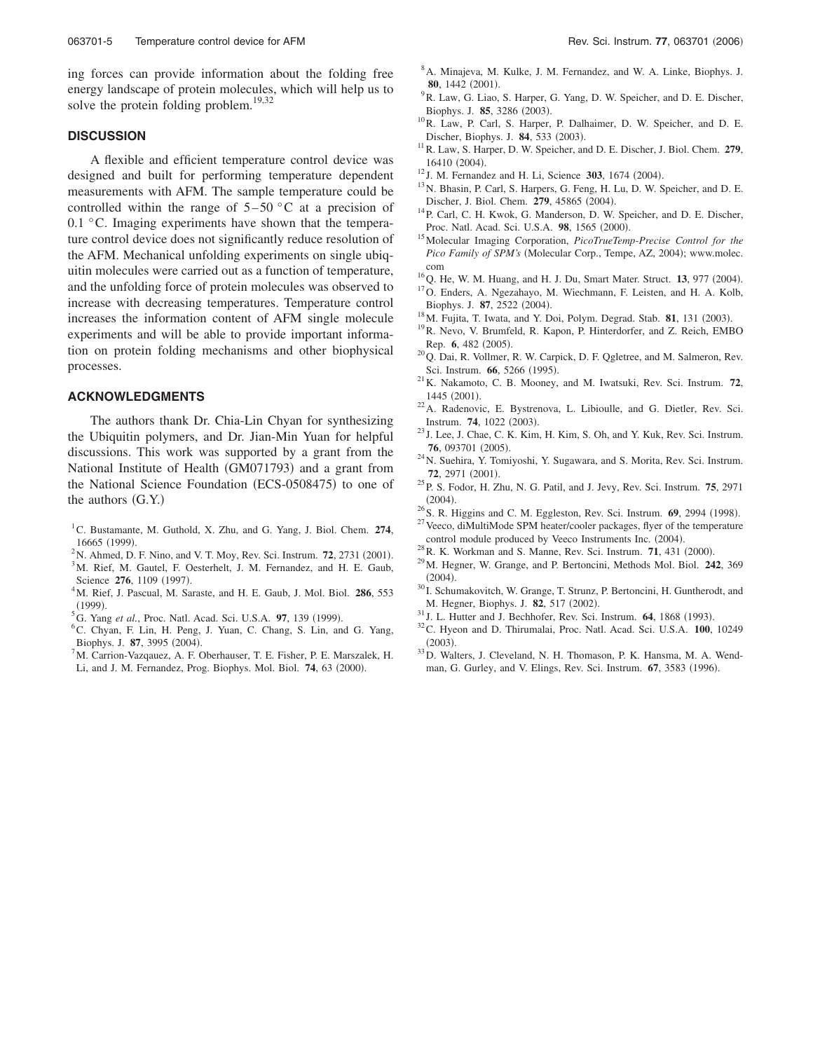ing forces can provide information about the folding free energy landscape of protein molecules, which will help us to solve the protein folding problem.[19,32]

## DISCUSSION

A flexible and efficient temperature control device was designed and built for performing temperature dependent measurements with AFM. The sample temperature could be controlled within the range of 5–50 °C at a precision of 0.1 °C. Imaging experiments have shown that the temperature control device does not significantly reduce resolution of the AFM. Mechanical unfolding experiments on single ubiquitin molecules were carried out as a function of temperature, and the unfolding force of protein molecules was observed to increase with decreasing temperatures. Temperature control increases the information content of AFM single molecule experiments and will be able to provide important information on protein folding mechanisms and other biophysical processes.

## ACKNOWLEDGMENTS

The authors thank Dr. Chia-Lin Chyan for synthesizing the Ubiquitin polymers, and Dr. Jian-Min Yuan for helpful discussions. This work was supported by a grant from the National Institute of Health (GM071793) and a grant from the National Science Foundation (ECS-0508475) to one of the authors (G.Y.)

[1] C. Bustamante, M. Guthold, X. Zhu, and G. Yang, J. Biol. Chem. **274**, 16665 (1999).
[2] N. Ahmed, D. F. Nino, and V. T. Moy, Rev. Sci. Instrum. **72**, 2731 (2001).
[3] M. Rief, M. Gautel, F. Oesterhelt, J. M. Fernandez, and H. E. Gaub, Science **276**, 1109 (1997).
[4] M. Rief, J. Pascual, M. Saraste, and H. E. Gaub, J. Mol. Biol. **286**, 553 (1999).
[5] G. Yang *et al.*, Proc. Natl. Acad. Sci. U.S.A. **97**, 139 (1999).
[6] C. Chyan, F. Lin, H. Peng, J. Yuan, C. Chang, S. Lin, and G. Yang, Biophys. J. **87**, 3995 (2004).
[7] M. Carrion-Vazquez, A. F. Oberhauser, T. E. Fisher, P. E. Marszalek, H. Li, and J. M. Fernandez, Prog. Biophys. Mol. Biol. **74**, 63 (2000).
[8] A. Minajeva, M. Kulke, J. M. Fernandez, and W. A. Linke, Biophys. J. **80**, 1442 (2001).
[9] R. Law, G. Liao, S. Harper, G. Yang, D. W. Speicher, and D. E. Discher, Biophys. J. **85**, 3286 (2003).
[10] R. Law, P. Carl, S. Harper, P. Dalhaimer, D. W. Speicher, and D. E. Discher, Biophys. J. **84**, 533 (2003).
[11] R. Law, S. Harper, D. W. Speicher, and D. E. Discher, J. Biol. Chem. **279**, 16410 (2004).
[12] J. M. Fernandez and H. Li, Science **303**, 1674 (2004).
[13] N. Bhasin, P. Carl, S. Harpers, G. Feng, H. Lu, D. W. Speicher, and D. E. Discher, J. Biol. Chem. **279**, 45865 (2004).
[14] P. Carl, C. H. Kwok, G. Manderson, D. W. Speicher, and D. E. Discher, Proc. Natl. Acad. Sci. U.S.A. **98**, 1565 (2000).
[15] Molecular Imaging Corporation, *PicoTrueTemp-Precise Control for the Pico Family of SPM's* (Molecular Corp., Tempe, AZ, 2004); www.molec.com
[16] Q. He, W. M. Huang, and H. J. Du, Smart Mater. Struct. **13**, 977 (2004).
[17] O. Enders, A. Ngezahayo, M. Wiechmann, F. Leisten, and H. A. Kolb, Biophys. J. **87**, 2522 (2004).
[18] M. Fujita, T. Iwata, and Y. Doi, Polym. Degrad. Stab. **81**, 131 (2003).
[19] R. Nevo, V. Brumfeld, R. Kapon, P. Hinterdorfer, and Z. Reich, EMBO Rep. **6**, 482 (2005).
[20] Q. Dai, R. Vollmer, R. W. Carpick, D. F. Qgletree, and M. Salmeron, Rev. Sci. Instrum. **66**, 5266 (1995).
[21] K. Nakamoto, C. B. Mooney, and M. Iwatsuki, Rev. Sci. Instrum. **72**, 1445 (2001).
[22] A. Radenovic, E. Bystrenova, L. Libioulle, and G. Dietler, Rev. Sci. Instrum. **74**, 1022 (2003).
[23] J. Lee, J. Chae, C. K. Kim, H. Kim, S. Oh, and Y. Kuk, Rev. Sci. Instrum. **76**, 093701 (2005).
[24] N. Suehira, Y. Tomiyoshi, Y. Sugawara, and S. Morita, Rev. Sci. Instrum. **72**, 2971 (2001).
[25] P. S. Fodor, H. Zhu, N. G. Patil, and J. Jevy, Rev. Sci. Instrum. **75**, 2971 (2004).
[26] S. R. Higgins and C. M. Eggleston, Rev. Sci. Instrum. **69**, 2994 (1998).
[27] Veeco, diMultiMode SPM heater/cooler packages, flyer of the temperature control module produced by Veeco Instruments Inc. (2004).
[28] R. K. Workman and S. Manne, Rev. Sci. Instrum. **71**, 431 (2000).
[29] M. Hegner, W. Grange, and P. Bertoncini, Methods Mol. Biol. **242**, 369 (2004).
[30] I. Schumakovitch, W. Grange, T. Strunz, P. Bertoncini, H. Guntherodt, and M. Hegner, Biophys. J. **82**, 517 (2002).
[31] J. L. Hutter and J. Bechhofer, Rev. Sci. Instrum. **64**, 1868 (1993).
[32] C. Hyeon and D. Thirumalai, Proc. Natl. Acad. Sci. U.S.A. **100**, 10249 (2003).
[33] D. Walters, J. Cleveland, N. H. Thomason, P. K. Hansma, M. A. Wendman, G. Gurley, and V. Elings, Rev. Sci. Instrum. **67**, 3583 (1996).